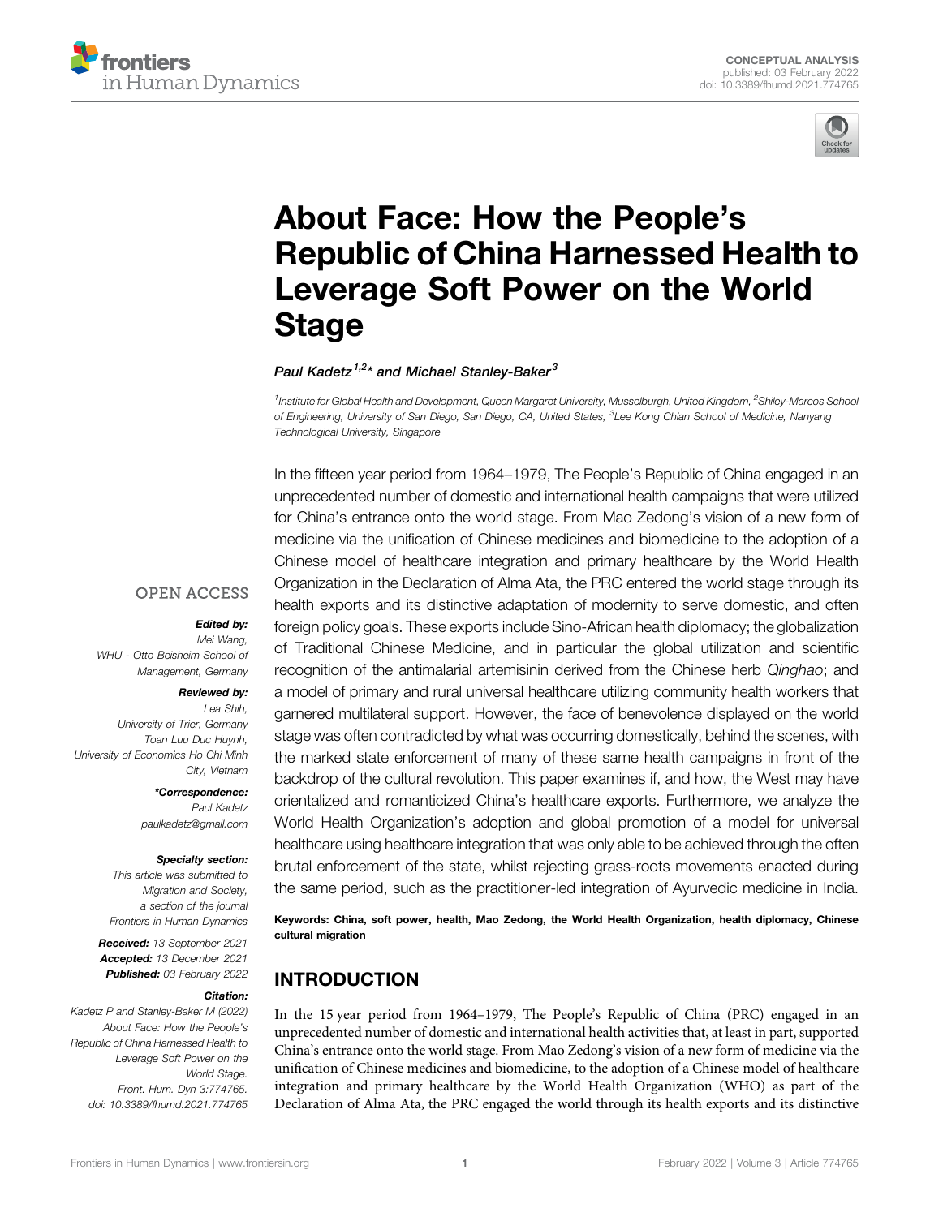CONCEPTUAL ANALYSIS
published: 03 February 2022
doi: 10.3389/fhumd.2021.774765

# About Face: How the People's Republic of China Harnessed Health to Leverage Soft Power on the World Stage

**Paul Kadetz[1,2]* and Michael Stanley-Baker[3]**

[1]Institute for Global Health and Development, Queen Margaret University, Musselburgh, United Kingdom, [2]Shiley-Marcos School of Engineering, University of San Diego, San Diego, CA, United States, [3]Lee Kong Chian School of Medicine, Nanyang Technological University, Singapore

In the fifteen year period from 1964–1979, The People's Republic of China engaged in an unprecedented number of domestic and international health campaigns that were utilized for China's entrance onto the world stage. From Mao Zedong's vision of a new form of medicine via the unification of Chinese medicines and biomedicine to the adoption of a Chinese model of healthcare integration and primary healthcare by the World Health Organization in the Declaration of Alma Ata, the PRC entered the world stage through its health exports and its distinctive adaptation of modernity to serve domestic, and often foreign policy goals. These exports include Sino-African health diplomacy; the globalization of Traditional Chinese Medicine, and in particular the global utilization and scientific recognition of the antimalarial artemisinin derived from the Chinese herb *Qinghao*; and a model of primary and rural universal healthcare utilizing community health workers that garnered multilateral support. However, the face of benevolence displayed on the world stage was often contradicted by what was occurring domestically, behind the scenes, with the marked state enforcement of many of these same health campaigns in front of the backdrop of the cultural revolution. This paper examines if, and how, the West may have orientalized and romanticized China's healthcare exports. Furthermore, we analyze the World Health Organization's adoption and global promotion of a model for universal healthcare using healthcare integration that was only able to be achieved through the often brutal enforcement of the state, whilst rejecting grass-roots movements enacted during the same period, such as the practitioner-led integration of Ayurvedic medicine in India.

**Keywords: China, soft power, health, Mao Zedong, the World Health Organization, health diplomacy, Chinese cultural migration**

OPEN ACCESS

*Edited by:*
Mei Wang,
WHU - Otto Beisheim School of Management, Germany

*Reviewed by:*
Lea Shih,
University of Trier, Germany
Toan Luu Duc Huynh,
University of Economics Ho Chi Minh City, Vietnam

*\*Correspondence:*
Paul Kadetz
paulkadetz@gmail.com

*Specialty section:*
This article was submitted to Migration and Society, a section of the journal Frontiers in Human Dynamics

*Received:* 13 September 2021
*Accepted:* 13 December 2021
*Published:* 03 February 2022

*Citation:*
Kadetz P and Stanley-Baker M (2022) About Face: How the People's Republic of China Harnessed Health to Leverage Soft Power on the World Stage. Front. Hum. Dyn 3:774765. doi: 10.3389/fhumd.2021.774765

## INTRODUCTION

In the 15 year period from 1964–1979, The People's Republic of China (PRC) engaged in an unprecedented number of domestic and international health activities that, at least in part, supported China's entrance onto the world stage. From Mao Zedong's vision of a new form of medicine via the unification of Chinese medicines and biomedicine, to the adoption of a Chinese model of healthcare integration and primary healthcare by the World Health Organization (WHO) as part of the Declaration of Alma Ata, the PRC engaged the world through its health exports and its distinctive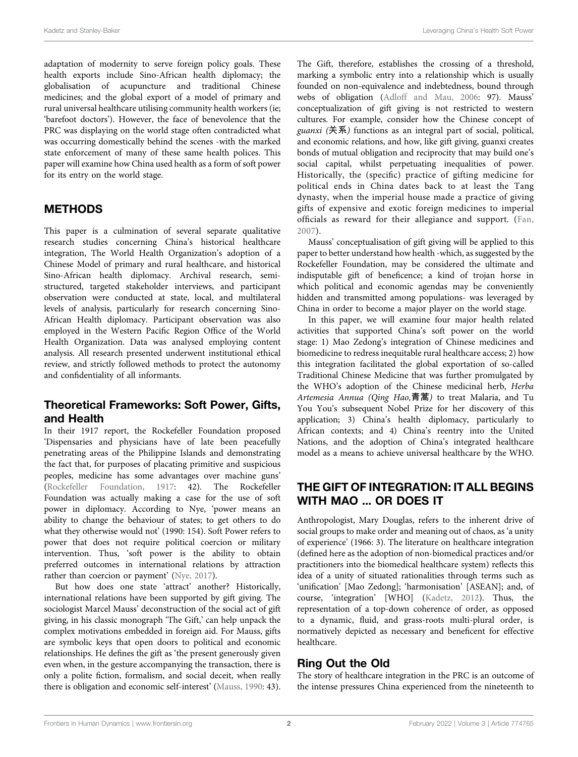adaptation of modernity to serve foreign policy goals. These health exports include Sino-African health diplomacy; the globalisation of acupuncture and traditional Chinese medicines; and the global export of a model of primary and rural universal healthcare utilising community health workers (ie; 'barefoot doctors'). However, the face of benevolence that the PRC was displaying on the world stage often contradicted what was occurring domestically behind the scenes -with the marked state enforcement of many of these same health polices. This paper will examine how China used health as a form of soft power for its entry on the world stage.

## METHODS

This paper is a culmination of several separate qualitative research studies concerning China's historical healthcare integration, The World Health Organization's adoption of a Chinese Model of primary and rural healthcare, and historical Sino-African health diplomacy. Archival research, semi-structured, targeted stakeholder interviews, and participant observation were conducted at state, local, and multilateral levels of analysis, particularly for research concerning Sino-African Health diplomacy. Participant observation was also employed in the Western Pacific Region Office of the World Health Organization. Data was analysed employing content analysis. All research presented underwent institutional ethical review, and strictly followed methods to protect the autonomy and confidentiality of all informants.

### Theoretical Frameworks: Soft Power, Gifts, and Health

In their 1917 report, the Rockefeller Foundation proposed 'Dispensaries and physicians have of late been peacefully penetrating areas of the Philippine Islands and demonstrating the fact that, for purposes of placating primitive and suspicious peoples, medicine has some advantages over machine guns' (Rockefeller Foundation, 1917: 42). The Rockefeller Foundation was actually making a case for the use of soft power in diplomacy. According to Nye, 'power means an ability to change the behaviour of states; to get others to do what they otherwise would not' (1990: 154). Soft Power refers to power that does not require political coercion or military intervention. Thus, 'soft power is the ability to obtain preferred outcomes in international relations by attraction rather than coercion or payment' (Nye, 2017).

But how does one state 'attract' another? Historically, international relations have been supported by gift giving. The sociologist Marcel Mauss' deconstruction of the social act of gift giving, in his classic monograph 'The Gift,' can help unpack the complex motivations embedded in foreign aid. For Mauss, gifts are symbolic keys that open doors to political and economic relationships. He defines the gift as 'the present generously given even when, in the gesture accompanying the transaction, there is only a polite fiction, formalism, and social deceit, when really there is obligation and economic self-interest' (Mauss, 1990: 43). The Gift, therefore, establishes the crossing of a threshold, marking a symbolic entry into a relationship which is usually founded on non-equivalence and indebtedness, bound through webs of obligation (Adloff and Mau, 2006: 97). Mauss' conceptualization of gift giving is not restricted to western cultures. For example, consider how the Chinese concept of *guanxi (关系)* functions as an integral part of social, political, and economic relations, and how, like gift giving, guanxi creates bonds of mutual obligation and reciprocity that may build one's social capital, whilst perpetuating inequalities of power. Historically, the (specific) practice of gifting medicine for political ends in China dates back to at least the Tang dynasty, when the imperial house made a practice of giving gifts of expensive and exotic foreign medicines to imperial officials as reward for their allegiance and support. (Fan, 2007).

Mauss' conceptualisation of gift giving will be applied to this paper to better understand how health -which, as suggested by the Rockefeller Foundation, may be considered the ultimate and indisputable gift of beneficence; a kind of trojan horse in which political and economic agendas may be conveniently hidden and transmitted among populations- was leveraged by China in order to become a major player on the world stage.

In this paper, we will examine four major health related activities that supported China's soft power on the world stage: 1) Mao Zedong's integration of Chinese medicines and biomedicine to redress inequitable rural healthcare access; 2) how this integration facilitated the global exportation of so-called Traditional Chinese Medicine that was further promulgated by the WHO's adoption of the Chinese medicinal herb, *Herba Artemesia Annua (Qing Hao,青蒿)* to treat Malaria, and Tu You You's subsequent Nobel Prize for her discovery of this application; 3) China's health diplomacy, particularly to African contexts; and 4) China's reentry into the United Nations, and the adoption of China's integrated healthcare model as a means to achieve universal healthcare by the WHO.

## THE GIFT OF INTEGRATION: IT ALL BEGINS WITH MAO ... OR DOES IT

Anthropologist, Mary Douglas, refers to the inherent drive of social groups to make order and meaning out of chaos, as 'a unity of experience' (1966: 3). The literature on healthcare integration (defined here as the adoption of non-biomedical practices and/or practitioners into the biomedical healthcare system) reflects this idea of a unity of situated rationalities through terms such as 'unification' [Mao Zedong]; 'harmonisation' [ASEAN]; and, of course, 'integration' [WHO] (Kadetz, 2012). Thus, the representation of a top-down coherence of order, as opposed to a dynamic, fluid, and grass-roots multi-plural order, is normatively depicted as necessary and beneficent for effective healthcare.

### Ring Out the Old

The story of healthcare integration in the PRC is an outcome of the intense pressures China experienced from the nineteenth to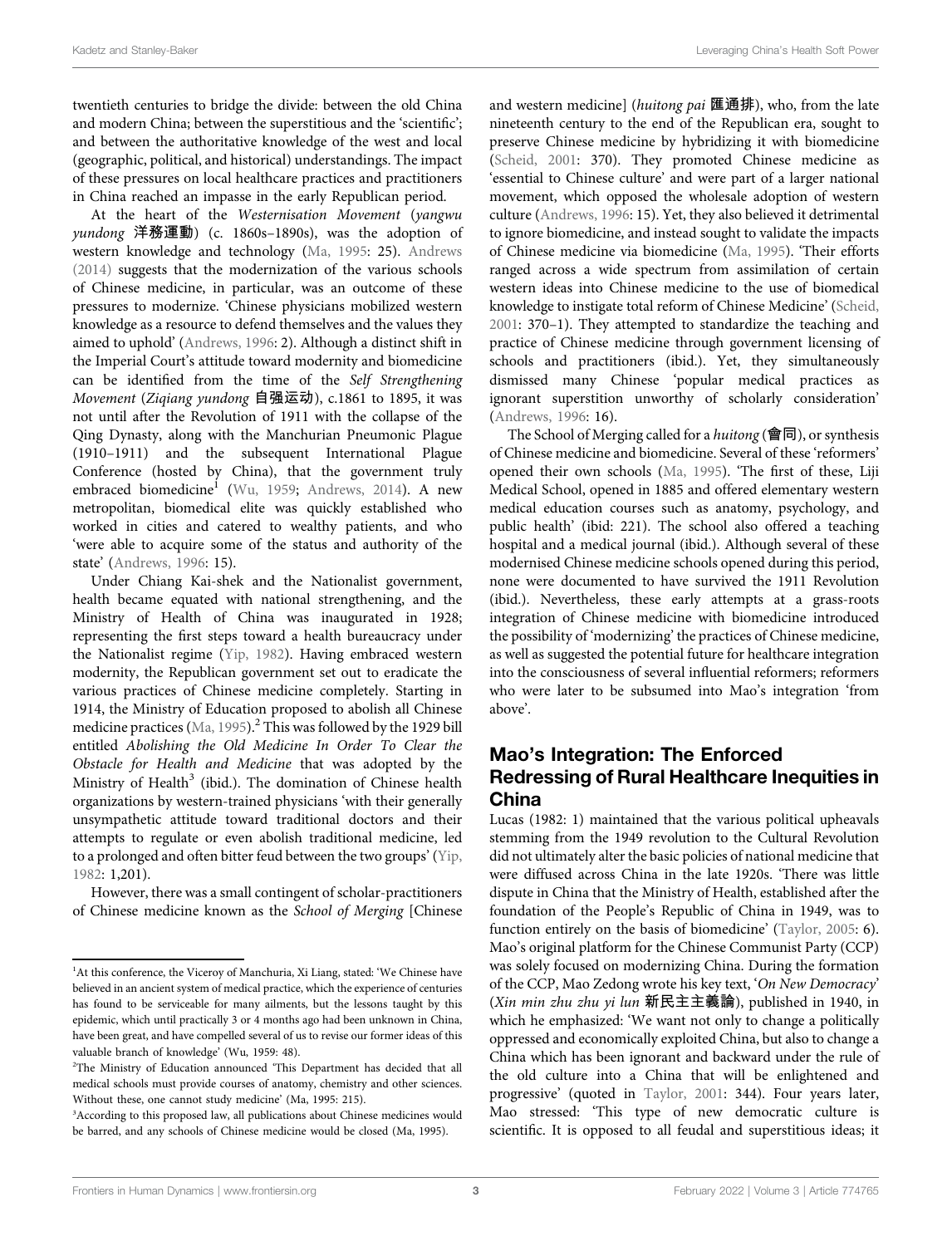twentieth centuries to bridge the divide: between the old China and modern China; between the superstitious and the 'scientific'; and between the authoritative knowledge of the west and local (geographic, political, and historical) understandings. The impact of these pressures on local healthcare practices and practitioners in China reached an impasse in the early Republican period.

At the heart of the *Westernisation Movement* (*yangwu yundong* 洋務運動) (c. 1860s–1890s), was the adoption of western knowledge and technology (Ma, 1995: 25). Andrews (2014) suggests that the modernization of the various schools of Chinese medicine, in particular, was an outcome of these pressures to modernize. 'Chinese physicians mobilized western knowledge as a resource to defend themselves and the values they aimed to uphold' (Andrews, 1996: 2). Although a distinct shift in the Imperial Court's attitude toward modernity and biomedicine can be identified from the time of the *Self Strengthening Movement* (*Ziqiang yundong* 自强运动), c.1861 to 1895, it was not until after the Revolution of 1911 with the collapse of the Qing Dynasty, along with the Manchurian Pneumonic Plague (1910–1911) and the subsequent International Plague Conference (hosted by China), that the government truly embraced biomedicine[1] (Wu, 1959; Andrews, 2014). A new metropolitan, biomedical elite was quickly established who worked in cities and catered to wealthy patients, and who 'were able to acquire some of the status and authority of the state' (Andrews, 1996: 15).

Under Chiang Kai-shek and the Nationalist government, health became equated with national strengthening, and the Ministry of Health of China was inaugurated in 1928; representing the first steps toward a health bureaucracy under the Nationalist regime (Yip, 1982). Having embraced western modernity, the Republican government set out to eradicate the various practices of Chinese medicine completely. Starting in 1914, the Ministry of Education proposed to abolish all Chinese medicine practices (Ma, 1995).[2] This was followed by the 1929 bill entitled *Abolishing the Old Medicine In Order To Clear the Obstacle for Health and Medicine* that was adopted by the Ministry of Health[3] (ibid.). The domination of Chinese health organizations by western-trained physicians 'with their generally unsympathetic attitude toward traditional doctors and their attempts to regulate or even abolish traditional medicine, led to a prolonged and often bitter feud between the two groups' (Yip, 1982: 1,201).

However, there was a small contingent of scholar-practitioners of Chinese medicine known as the *School of Merging* [Chinese and western medicine] (*huitong pai* 匯通排), who, from the late nineteenth century to the end of the Republican era, sought to preserve Chinese medicine by hybridizing it with biomedicine (Scheid, 2001: 370). They promoted Chinese medicine as 'essential to Chinese culture' and were part of a larger national movement, which opposed the wholesale adoption of western culture (Andrews, 1996: 15). Yet, they also believed it detrimental to ignore biomedicine, and instead sought to validate the impacts of Chinese medicine via biomedicine (Ma, 1995). 'Their efforts ranged across a wide spectrum from assimilation of certain western ideas into Chinese medicine to the use of biomedical knowledge to instigate total reform of Chinese Medicine' (Scheid, 2001: 370–1). They attempted to standardize the teaching and practice of Chinese medicine through government licensing of schools and practitioners (ibid.). Yet, they simultaneously dismissed many Chinese 'popular medical practices as ignorant superstition unworthy of scholarly consideration' (Andrews, 1996: 16).

The School of Merging called for a *huitong* (會同), or synthesis of Chinese medicine and biomedicine. Several of these 'reformers' opened their own schools (Ma, 1995). 'The first of these, Liji Medical School, opened in 1885 and offered elementary western medical education courses such as anatomy, psychology, and public health' (ibid: 221). The school also offered a teaching hospital and a medical journal (ibid.). Although several of these modernised Chinese medicine schools opened during this period, none were documented to have survived the 1911 Revolution (ibid.). Nevertheless, these early attempts at a grass-roots integration of Chinese medicine with biomedicine introduced the possibility of 'modernizing' the practices of Chinese medicine, as well as suggested the potential future for healthcare integration into the consciousness of several influential reformers; reformers who were later to be subsumed into Mao's integration 'from above'.

## Mao's Integration: The Enforced Redressing of Rural Healthcare Inequities in China

Lucas (1982: 1) maintained that the various political upheavals stemming from the 1949 revolution to the Cultural Revolution did not ultimately alter the basic policies of national medicine that were diffused across China in the late 1920s. 'There was little dispute in China that the Ministry of Health, established after the foundation of the People's Republic of China in 1949, was to function entirely on the basis of biomedicine' (Taylor, 2005: 6). Mao's original platform for the Chinese Communist Party (CCP) was solely focused on modernizing China. During the formation of the CCP, Mao Zedong wrote his key text, '*On New Democracy*' (*Xin min zhu zhu yi lun* 新民主主義論), published in 1940, in which he emphasized: 'We want not only to change a politically oppressed and economically exploited China, but also to change a China which has been ignorant and backward under the rule of the old culture into a China that will be enlightened and progressive' (quoted in Taylor, 2001: 344). Four years later, Mao stressed: 'This type of new democratic culture is scientific. It is opposed to all feudal and superstitious ideas; it

---

[1] At this conference, the Viceroy of Manchuria, Xi Liang, stated: 'We Chinese have believed in an ancient system of medical practice, which the experience of centuries has found to be serviceable for many ailments, but the lessons taught by this epidemic, which until practically 3 or 4 months ago had been unknown in China, have been great, and have compelled several of us to revise our former ideas of this valuable branch of knowledge' (Wu, 1959: 48).

[2] The Ministry of Education announced 'This Department has decided that all medical schools must provide courses of anatomy, chemistry and other sciences. Without these, one cannot study medicine' (Ma, 1995: 215).

[3] According to this proposed law, all publications about Chinese medicines would be barred, and any schools of Chinese medicine would be closed (Ma, 1995).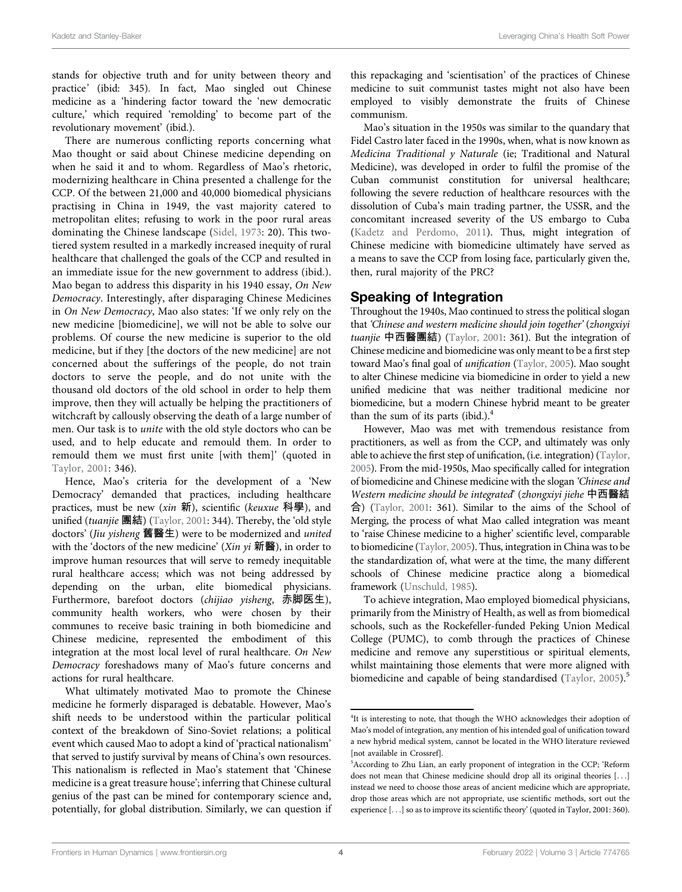stands for objective truth and for unity between theory and practice' (ibid: 345). In fact, Mao singled out Chinese medicine as a 'hindering factor toward the 'new democratic culture,' which required 'remolding' to become part of the revolutionary movement' (ibid.).

There are numerous conflicting reports concerning what Mao thought or said about Chinese medicine depending on when he said it and to whom. Regardless of Mao's rhetoric, modernizing healthcare in China presented a challenge for the CCP. Of the between 21,000 and 40,000 biomedical physicians practising in China in 1949, the vast majority catered to metropolitan elites; refusing to work in the poor rural areas dominating the Chinese landscape (Sidel, 1973: 20). This two-tiered system resulted in a markedly increased inequity of rural healthcare that challenged the goals of the CCP and resulted in an immediate issue for the new government to address (ibid.). Mao began to address this disparity in his 1940 essay, *On New Democracy*. Interestingly, after disparaging Chinese Medicines in *On New Democracy*, Mao also states: 'If we only rely on the new medicine [biomedicine], we will not be able to solve our problems. Of course the new medicine is superior to the old medicine, but if they [the doctors of the new medicine] are not concerned about the sufferings of the people, do not train doctors to serve the people, and do not unite with the thousand old doctors of the old school in order to help them improve, then they will actually be helping the practitioners of witchcraft by callously observing the death of a large number of men. Our task is to *unite* with the old style doctors who can be used, and to help educate and remould them. In order to remould them we must first unite [with them]' (quoted in Taylor, 2001: 346).

Hence, Mao's criteria for the development of a 'New Democracy' demanded that practices, including healthcare practices, must be new (*xin* 新), scientific (*keuxue* 科學), and unified (*tuanjie* 團結) (Taylor, 2001: 344). Thereby, the 'old style doctors' (*Jiu yisheng* 舊醫生) were to be modernized and *united* with the 'doctors of the new medicine' (*Xin yi* 新醫), in order to improve human resources that will serve to remedy inequitable rural healthcare access; which was not being addressed by depending on the urban, elite biomedical physicians. Furthermore, barefoot doctors (*chijiao yisheng*, 赤脚医生), community health workers, who were chosen by their communes to receive basic training in both biomedicine and Chinese medicine, represented the embodiment of this integration at the most local level of rural healthcare. *On New Democracy* foreshadows many of Mao's future concerns and actions for rural healthcare.

What ultimately motivated Mao to promote the Chinese medicine he formerly disparaged is debatable. However, Mao's shift needs to be understood within the particular political context of the breakdown of Sino-Soviet relations; a political event which caused Mao to adopt a kind of 'practical nationalism' that served to justify survival by means of China's own resources. This nationalism is reflected in Mao's statement that 'Chinese medicine is a great treasure house'; inferring that Chinese cultural genius of the past can be mined for contemporary science and, potentially, for global distribution. Similarly, we can question if this repackaging and 'scientisation' of the practices of Chinese medicine to suit communist tastes might not also have been employed to visibly demonstrate the fruits of Chinese communism.

Mao's situation in the 1950s was similar to the quandary that Fidel Castro later faced in the 1990s, when, what is now known as *Medicina Traditional y Naturale* (ie; Traditional and Natural Medicine), was developed in order to fulfil the promise of the Cuban communist constitution for universal healthcare; following the severe reduction of healthcare resources with the dissolution of Cuba's main trading partner, the USSR, and the concomitant increased severity of the US embargo to Cuba (Kadetz and Perdomo, 2011). Thus, might integration of Chinese medicine with biomedicine ultimately have served as a means to save the CCP from losing face, particularly given the, then, rural majority of the PRC?

## Speaking of Integration

Throughout the 1940s, Mao continued to stress the political slogan that *'Chinese and western medicine should join together'* (*zhongxiyi tuanjie* 中西醫團結) (Taylor, 2001: 361). But the integration of Chinese medicine and biomedicine was only meant to be a first step toward Mao's final goal of *unification* (Taylor, 2005). Mao sought to alter Chinese medicine via biomedicine in order to yield a new unified medicine that was neither traditional medicine nor biomedicine, but a modern Chinese hybrid meant to be greater than the sum of its parts (ibid.).[4]

However, Mao was met with tremendous resistance from practitioners, as well as from the CCP, and ultimately was only able to achieve the first step of unification, (i.e. integration) (Taylor, 2005). From the mid-1950s, Mao specifically called for integration of biomedicine and Chinese medicine with the slogan *'Chinese and Western medicine should be integrated'* (*zhongxiyi jiehe* 中西醫結合) (Taylor, 2001: 361). Similar to the aims of the School of Merging, the process of what Mao called integration was meant to 'raise Chinese medicine to a higher' scientific level, comparable to biomedicine (Taylor, 2005). Thus, integration in China was to be the standardization of, what were at the time, the many different schools of Chinese medicine practice along a biomedical framework (Unschuld, 1985).

To achieve integration, Mao employed biomedical physicians, primarily from the Ministry of Health, as well as from biomedical schools, such as the Rockefeller-funded Peking Union Medical College (PUMC), to comb through the practices of Chinese medicine and remove any superstitious or spiritual elements, whilst maintaining those elements that were more aligned with biomedicine and capable of being standardised (Taylor, 2005).[5]

---

[4]It is interesting to note, that though the WHO acknowledges their adoption of Mao's model of integration, any mention of his intended goal of unification toward a new hybrid medical system, cannot be located in the WHO literature reviewed [not available in Crossref].

[5]According to Zhu Lian, an early proponent of integration in the CCP; 'Reform does not mean that Chinese medicine should drop all its original theories [. . .] instead we need to choose those areas of ancient medicine which are appropriate, drop those areas which are not appropriate, use scientific methods, sort out the experience [. . .] so as to improve its scientific theory' (quoted in Taylor, 2001: 360).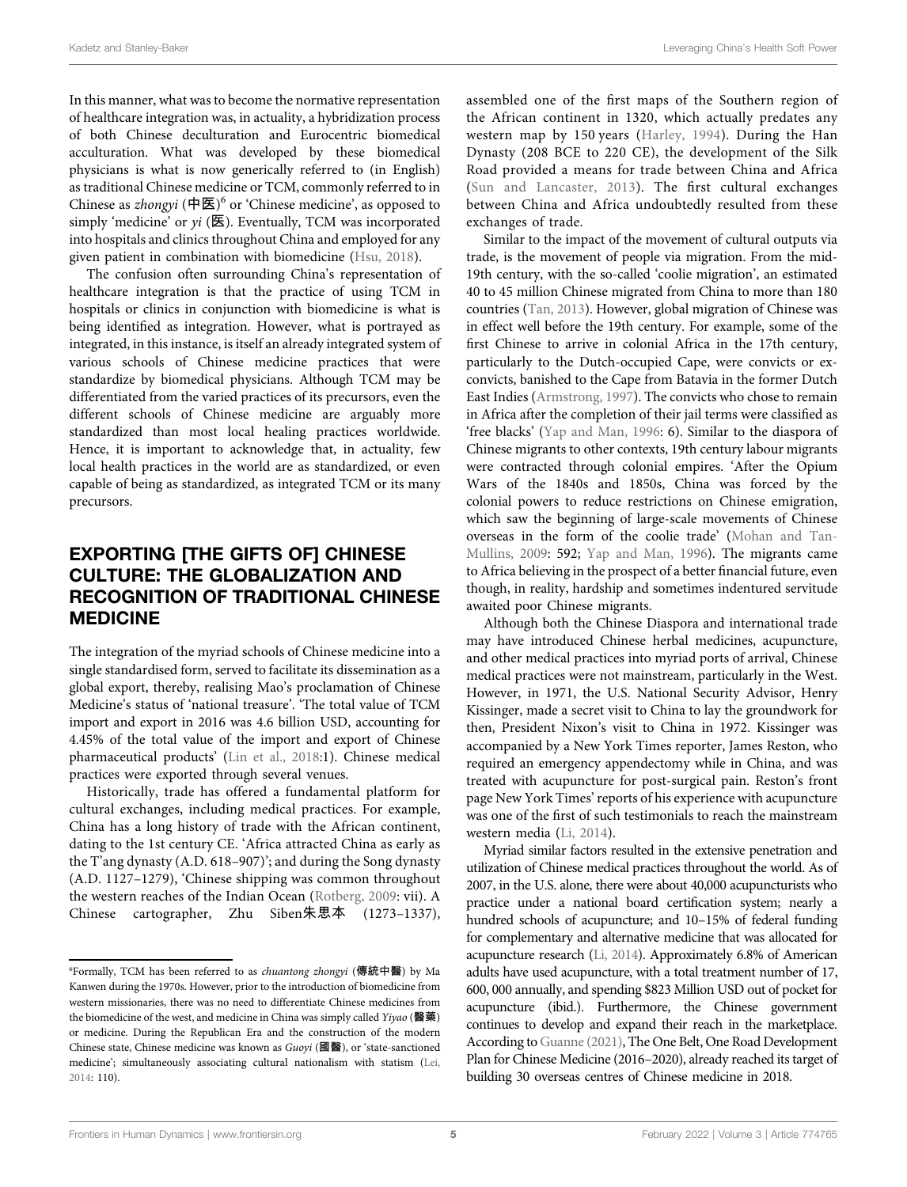In this manner, what was to become the normative representation of healthcare integration was, in actuality, a hybridization process of both Chinese deculturation and Eurocentric biomedical acculturation. What was developed by these biomedical physicians is what is now generically referred to (in English) as traditional Chinese medicine or TCM, commonly referred to in Chinese as *zhongyi* (中医)[6] or 'Chinese medicine', as opposed to simply 'medicine' or *yi* (医). Eventually, TCM was incorporated into hospitals and clinics throughout China and employed for any given patient in combination with biomedicine (Hsu, 2018).

The confusion often surrounding China's representation of healthcare integration is that the practice of using TCM in hospitals or clinics in conjunction with biomedicine is what is being identified as integration. However, what is portrayed as integrated, in this instance, is itself an already integrated system of various schools of Chinese medicine practices that were standardize by biomedical physicians. Although TCM may be differentiated from the varied practices of its precursors, even the different schools of Chinese medicine are arguably more standardized than most local healing practices worldwide. Hence, it is important to acknowledge that, in actuality, few local health practices in the world are as standardized, or even capable of being as standardized, as integrated TCM or its many precursors.

## EXPORTING [THE GIFTS OF] CHINESE CULTURE: THE GLOBALIZATION AND RECOGNITION OF TRADITIONAL CHINESE MEDICINE

The integration of the myriad schools of Chinese medicine into a single standardised form, served to facilitate its dissemination as a global export, thereby, realising Mao's proclamation of Chinese Medicine's status of 'national treasure'. 'The total value of TCM import and export in 2016 was 4.6 billion USD, accounting for 4.45% of the total value of the import and export of Chinese pharmaceutical products' (Lin et al., 2018:1). Chinese medical practices were exported through several venues.

Historically, trade has offered a fundamental platform for cultural exchanges, including medical practices. For example, China has a long history of trade with the African continent, dating to the 1st century CE. 'Africa attracted China as early as the T'ang dynasty (A.D. 618–907)'; and during the Song dynasty (A.D. 1127–1279), 'Chinese shipping was common throughout the western reaches of the Indian Ocean (Rotberg, 2009: vii). A Chinese cartographer, Zhu Siben朱思本 (1273–1337), assembled one of the first maps of the Southern region of the African continent in 1320, which actually predates any western map by 150 years (Harley, 1994). During the Han Dynasty (208 BCE to 220 CE), the development of the Silk Road provided a means for trade between China and Africa (Sun and Lancaster, 2013). The first cultural exchanges between China and Africa undoubtedly resulted from these exchanges of trade.

Similar to the impact of the movement of cultural outputs via trade, is the movement of people via migration. From the mid-19th century, with the so-called 'coolie migration', an estimated 40 to 45 million Chinese migrated from China to more than 180 countries (Tan, 2013). However, global migration of Chinese was in effect well before the 19th century. For example, some of the first Chinese to arrive in colonial Africa in the 17th century, particularly to the Dutch-occupied Cape, were convicts or ex-convicts, banished to the Cape from Batavia in the former Dutch East Indies (Armstrong, 1997). The convicts who chose to remain in Africa after the completion of their jail terms were classified as 'free blacks' (Yap and Man, 1996: 6). Similar to the diaspora of Chinese migrants to other contexts, 19th century labour migrants were contracted through colonial empires. 'After the Opium Wars of the 1840s and 1850s, China was forced by the colonial powers to reduce restrictions on Chinese emigration, which saw the beginning of large-scale movements of Chinese overseas in the form of the coolie trade' (Mohan and Tan-Mullins, 2009: 592; Yap and Man, 1996). The migrants came to Africa believing in the prospect of a better financial future, even though, in reality, hardship and sometimes indentured servitude awaited poor Chinese migrants.

Although both the Chinese Diaspora and international trade may have introduced Chinese herbal medicines, acupuncture, and other medical practices into myriad ports of arrival, Chinese medical practices were not mainstream, particularly in the West. However, in 1971, the U.S. National Security Advisor, Henry Kissinger, made a secret visit to China to lay the groundwork for then, President Nixon's visit to China in 1972. Kissinger was accompanied by a New York Times reporter, James Reston, who required an emergency appendectomy while in China, and was treated with acupuncture for post-surgical pain. Reston's front page New York Times' reports of his experience with acupuncture was one of the first of such testimonials to reach the mainstream western media (Li, 2014).

Myriad similar factors resulted in the extensive penetration and utilization of Chinese medical practices throughout the world. As of 2007, in the U.S. alone, there were about 40,000 acupuncturists who practice under a national board certification system; nearly a hundred schools of acupuncture; and 10–15% of federal funding for complementary and alternative medicine that was allocated for acupuncture research (Li, 2014). Approximately 6.8% of American adults have used acupuncture, with a total treatment number of 17, 600, 000 annually, and spending $823 Million USD out of pocket for acupuncture (ibid.). Furthermore, the Chinese government continues to develop and expand their reach in the marketplace. According to Guanne (2021), The One Belt, One Road Development Plan for Chinese Medicine (2016–2020), already reached its target of building 30 overseas centres of Chinese medicine in 2018.

[6] Formally, TCM has been referred to as *chuantong zhongyi* (傳統中醫) by Ma Kanwen during the 1970s. However, prior to the introduction of biomedicine from western missionaries, there was no need to differentiate Chinese medicines from the biomedicine of the west, and medicine in China was simply called *Yiyao* (醫藥) or medicine. During the Republican Era and the construction of the modern Chinese state, Chinese medicine was known as *Guoyi* (國醫), or 'state-sanctioned medicine'; simultaneously associating cultural nationalism with statism (Lei, 2014: 110).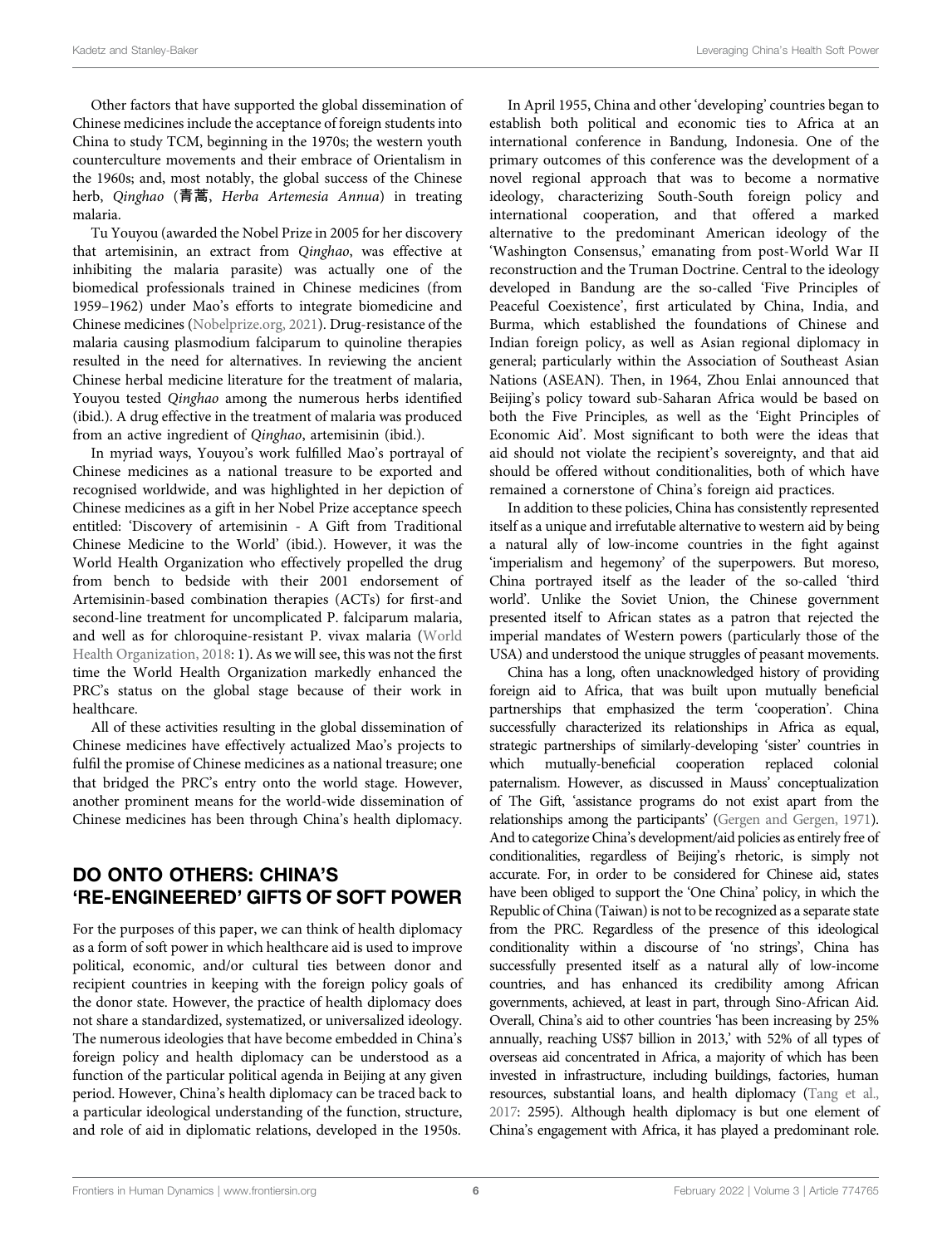Other factors that have supported the global dissemination of Chinese medicines include the acceptance of foreign students into China to study TCM, beginning in the 1970s; the western youth counterculture movements and their embrace of Orientalism in the 1960s; and, most notably, the global success of the Chinese herb, *Qinghao* (青蒿, *Herba Artemesia Annua*) in treating malaria.

Tu Youyou (awarded the Nobel Prize in 2005 for her discovery that artemisinin, an extract from *Qinghao*, was effective at inhibiting the malaria parasite) was actually one of the biomedical professionals trained in Chinese medicines (from 1959–1962) under Mao's efforts to integrate biomedicine and Chinese medicines (Nobelprize.org, 2021). Drug-resistance of the malaria causing plasmodium falciparum to quinoline therapies resulted in the need for alternatives. In reviewing the ancient Chinese herbal medicine literature for the treatment of malaria, Youyou tested *Qinghao* among the numerous herbs identified (ibid.). A drug effective in the treatment of malaria was produced from an active ingredient of *Qinghao*, artemisinin (ibid.).

In myriad ways, Youyou's work fulfilled Mao's portrayal of Chinese medicines as a national treasure to be exported and recognised worldwide, and was highlighted in her depiction of Chinese medicines as a gift in her Nobel Prize acceptance speech entitled: 'Discovery of artemisinin - A Gift from Traditional Chinese Medicine to the World' (ibid.). However, it was the World Health Organization who effectively propelled the drug from bench to bedside with their 2001 endorsement of Artemisinin-based combination therapies (ACTs) for first-and second-line treatment for uncomplicated P. falciparum malaria, and well as for chloroquine-resistant P. vivax malaria (World Health Organization, 2018: 1). As we will see, this was not the first time the World Health Organization markedly enhanced the PRC's status on the global stage because of their work in healthcare.

All of these activities resulting in the global dissemination of Chinese medicines have effectively actualized Mao's projects to fulfil the promise of Chinese medicines as a national treasure; one that bridged the PRC's entry onto the world stage. However, another prominent means for the world-wide dissemination of Chinese medicines has been through China's health diplomacy.

## DO ONTO OTHERS: CHINA'S 'RE-ENGINEERED' GIFTS OF SOFT POWER

For the purposes of this paper, we can think of health diplomacy as a form of soft power in which healthcare aid is used to improve political, economic, and/or cultural ties between donor and recipient countries in keeping with the foreign policy goals of the donor state. However, the practice of health diplomacy does not share a standardized, systematized, or universalized ideology. The numerous ideologies that have become embedded in China's foreign policy and health diplomacy can be understood as a function of the particular political agenda in Beijing at any given period. However, China's health diplomacy can be traced back to a particular ideological understanding of the function, structure, and role of aid in diplomatic relations, developed in the 1950s.

In April 1955, China and other 'developing' countries began to establish both political and economic ties to Africa at an international conference in Bandung, Indonesia. One of the primary outcomes of this conference was the development of a novel regional approach that was to become a normative ideology, characterizing South-South foreign policy and international cooperation, and that offered a marked alternative to the predominant American ideology of the 'Washington Consensus,' emanating from post-World War II reconstruction and the Truman Doctrine. Central to the ideology developed in Bandung are the so-called 'Five Principles of Peaceful Coexistence', first articulated by China, India, and Burma, which established the foundations of Chinese and Indian foreign policy, as well as Asian regional diplomacy in general; particularly within the Association of Southeast Asian Nations (ASEAN). Then, in 1964, Zhou Enlai announced that Beijing's policy toward sub-Saharan Africa would be based on both the Five Principles*,* as well as the 'Eight Principles of Economic Aid'. Most significant to both were the ideas that aid should not violate the recipient's sovereignty, and that aid should be offered without conditionalities, both of which have remained a cornerstone of China's foreign aid practices.

In addition to these policies, China has consistently represented itself as a unique and irrefutable alternative to western aid by being a natural ally of low-income countries in the fight against 'imperialism and hegemony' of the superpowers. But moreso, China portrayed itself as the leader of the so-called 'third world'. Unlike the Soviet Union, the Chinese government presented itself to African states as a patron that rejected the imperial mandates of Western powers (particularly those of the USA) and understood the unique struggles of peasant movements.

China has a long, often unacknowledged history of providing foreign aid to Africa, that was built upon mutually beneficial partnerships that emphasized the term 'cooperation'. China successfully characterized its relationships in Africa as equal, strategic partnerships of similarly-developing 'sister' countries in which mutually-beneficial cooperation replaced colonial paternalism. However, as discussed in Mauss' conceptualization of The Gift, 'assistance programs do not exist apart from the relationships among the participants' (Gergen and Gergen, 1971). And to categorize China's development/aid policies as entirely free of conditionalities, regardless of Beijing's rhetoric, is simply not accurate. For, in order to be considered for Chinese aid, states have been obliged to support the 'One China' policy, in which the Republic of China (Taiwan) is not to be recognized as a separate state from the PRC. Regardless of the presence of this ideological conditionality within a discourse of 'no strings', China has successfully presented itself as a natural ally of low-income countries, and has enhanced its credibility among African governments, achieved, at least in part, through Sino-African Aid. Overall, China's aid to other countries 'has been increasing by 25% annually, reaching US$7 billion in 2013,' with 52% of all types of overseas aid concentrated in Africa, a majority of which has been invested in infrastructure, including buildings, factories, human resources, substantial loans, and health diplomacy (Tang et al., 2017: 2595). Although health diplomacy is but one element of China's engagement with Africa, it has played a predominant role.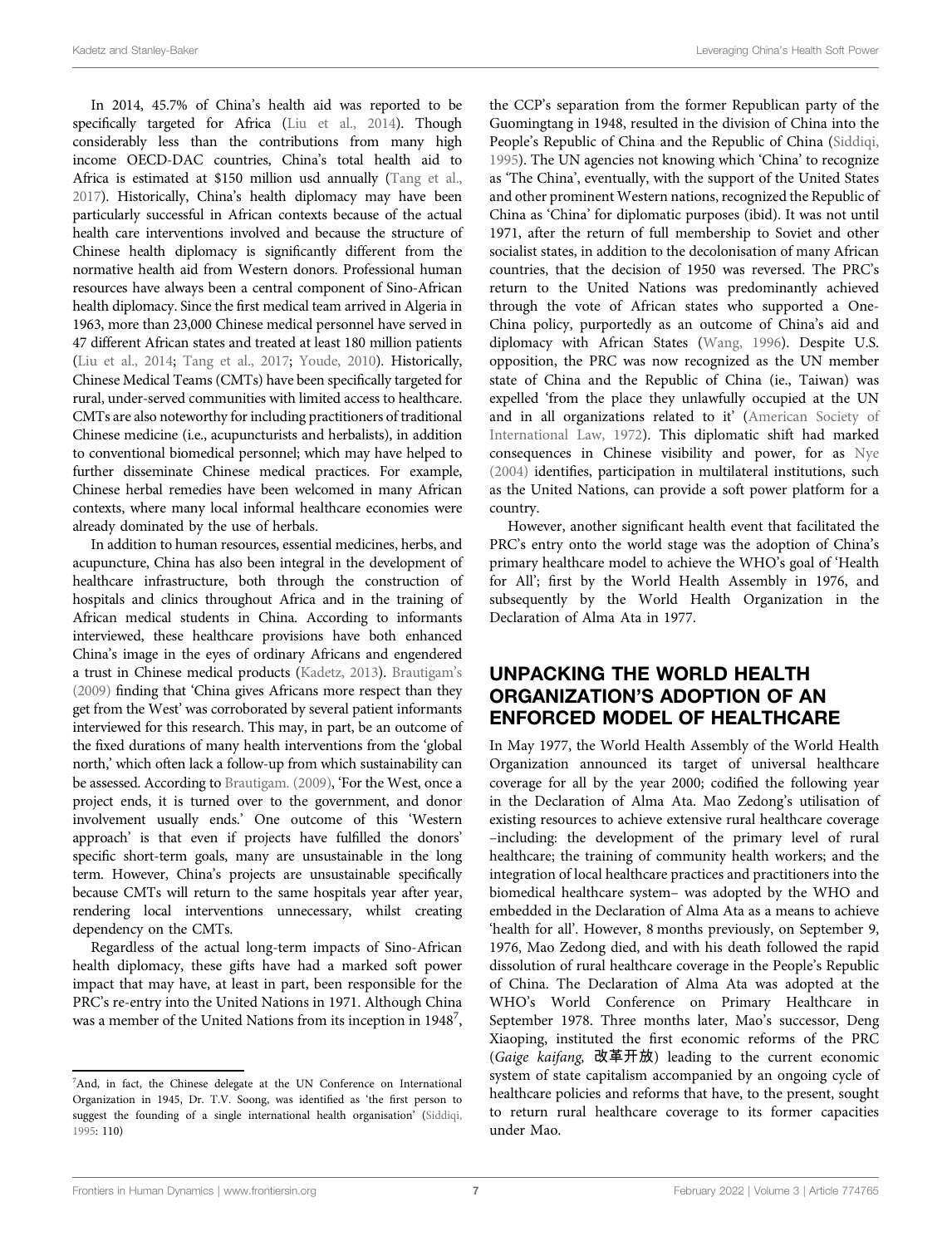In 2014, 45.7% of China's health aid was reported to be specifically targeted for Africa (Liu et al., 2014). Though considerably less than the contributions from many high income OECD-DAC countries, China's total health aid to Africa is estimated at $150 million usd annually (Tang et al., 2017). Historically, China's health diplomacy may have been particularly successful in African contexts because of the actual health care interventions involved and because the structure of Chinese health diplomacy is significantly different from the normative health aid from Western donors. Professional human resources have always been a central component of Sino-African health diplomacy. Since the first medical team arrived in Algeria in 1963, more than 23,000 Chinese medical personnel have served in 47 different African states and treated at least 180 million patients (Liu et al., 2014; Tang et al., 2017; Youde, 2010). Historically, Chinese Medical Teams (CMTs) have been specifically targeted for rural, under-served communities with limited access to healthcare. CMTs are also noteworthy for including practitioners of traditional Chinese medicine (i.e., acupuncturists and herbalists), in addition to conventional biomedical personnel; which may have helped to further disseminate Chinese medical practices. For example, Chinese herbal remedies have been welcomed in many African contexts, where many local informal healthcare economies were already dominated by the use of herbals.

In addition to human resources, essential medicines, herbs, and acupuncture, China has also been integral in the development of healthcare infrastructure, both through the construction of hospitals and clinics throughout Africa and in the training of African medical students in China. According to informants interviewed, these healthcare provisions have both enhanced China's image in the eyes of ordinary Africans and engendered a trust in Chinese medical products (Kadetz, 2013). Brautigam's (2009) finding that 'China gives Africans more respect than they get from the West' was corroborated by several patient informants interviewed for this research. This may, in part, be an outcome of the fixed durations of many health interventions from the 'global north,' which often lack a follow-up from which sustainability can be assessed. According to Brautigam. (2009), 'For the West, once a project ends, it is turned over to the government, and donor involvement usually ends.' One outcome of this 'Western approach' is that even if projects have fulfilled the donors' specific short-term goals, many are unsustainable in the long term. However, China's projects are unsustainable specifically because CMTs will return to the same hospitals year after year, rendering local interventions unnecessary, whilst creating dependency on the CMTs.

Regardless of the actual long-term impacts of Sino-African health diplomacy, these gifts have had a marked soft power impact that may have, at least in part, been responsible for the PRC's re-entry into the United Nations in 1971. Although China was a member of the United Nations from its inception in 1948[7], the CCP's separation from the former Republican party of the Guomingtang in 1948, resulted in the division of China into the People's Republic of China and the Republic of China (Siddiqi, 1995). The UN agencies not knowing which 'China' to recognize as 'The China', eventually, with the support of the United States and other prominent Western nations, recognized the Republic of China as 'China' for diplomatic purposes (ibid). It was not until 1971, after the return of full membership to Soviet and other socialist states, in addition to the decolonisation of many African countries, that the decision of 1950 was reversed. The PRC's return to the United Nations was predominantly achieved through the vote of African states who supported a One-China policy, purportedly as an outcome of China's aid and diplomacy with African States (Wang, 1996). Despite U.S. opposition, the PRC was now recognized as the UN member state of China and the Republic of China (ie., Taiwan) was expelled 'from the place they unlawfully occupied at the UN and in all organizations related to it' (American Society of International Law, 1972). This diplomatic shift had marked consequences in Chinese visibility and power, for as Nye (2004) identifies, participation in multilateral institutions, such as the United Nations, can provide a soft power platform for a country.

However, another significant health event that facilitated the PRC's entry onto the world stage was the adoption of China's primary healthcare model to achieve the WHO's goal of 'Health for All'; first by the World Health Assembly in 1976, and subsequently by the World Health Organization in the Declaration of Alma Ata in 1977.

## UNPACKING THE WORLD HEALTH ORGANIZATION'S ADOPTION OF AN ENFORCED MODEL OF HEALTHCARE

In May 1977, the World Health Assembly of the World Health Organization announced its target of universal healthcare coverage for all by the year 2000; codified the following year in the Declaration of Alma Ata. Mao Zedong's utilisation of existing resources to achieve extensive rural healthcare coverage –including: the development of the primary level of rural healthcare; the training of community health workers; and the integration of local healthcare practices and practitioners into the biomedical healthcare system– was adopted by the WHO and embedded in the Declaration of Alma Ata as a means to achieve 'health for all'. However, 8 months previously, on September 9, 1976, Mao Zedong died, and with his death followed the rapid dissolution of rural healthcare coverage in the People's Republic of China. The Declaration of Alma Ata was adopted at the WHO's World Conference on Primary Healthcare in September 1978. Three months later, Mao's successor, Deng Xiaoping, instituted the first economic reforms of the PRC (*Gaige kaifang,* 改革开放) leading to the current economic system of state capitalism accompanied by an ongoing cycle of healthcare policies and reforms that have, to the present, sought to return rural healthcare coverage to its former capacities under Mao.

[7]And, in fact, the Chinese delegate at the UN Conference on International Organization in 1945, Dr. T.V. Soong, was identified as 'the first person to suggest the founding of a single international health organisation' (Siddiqi, 1995: 110)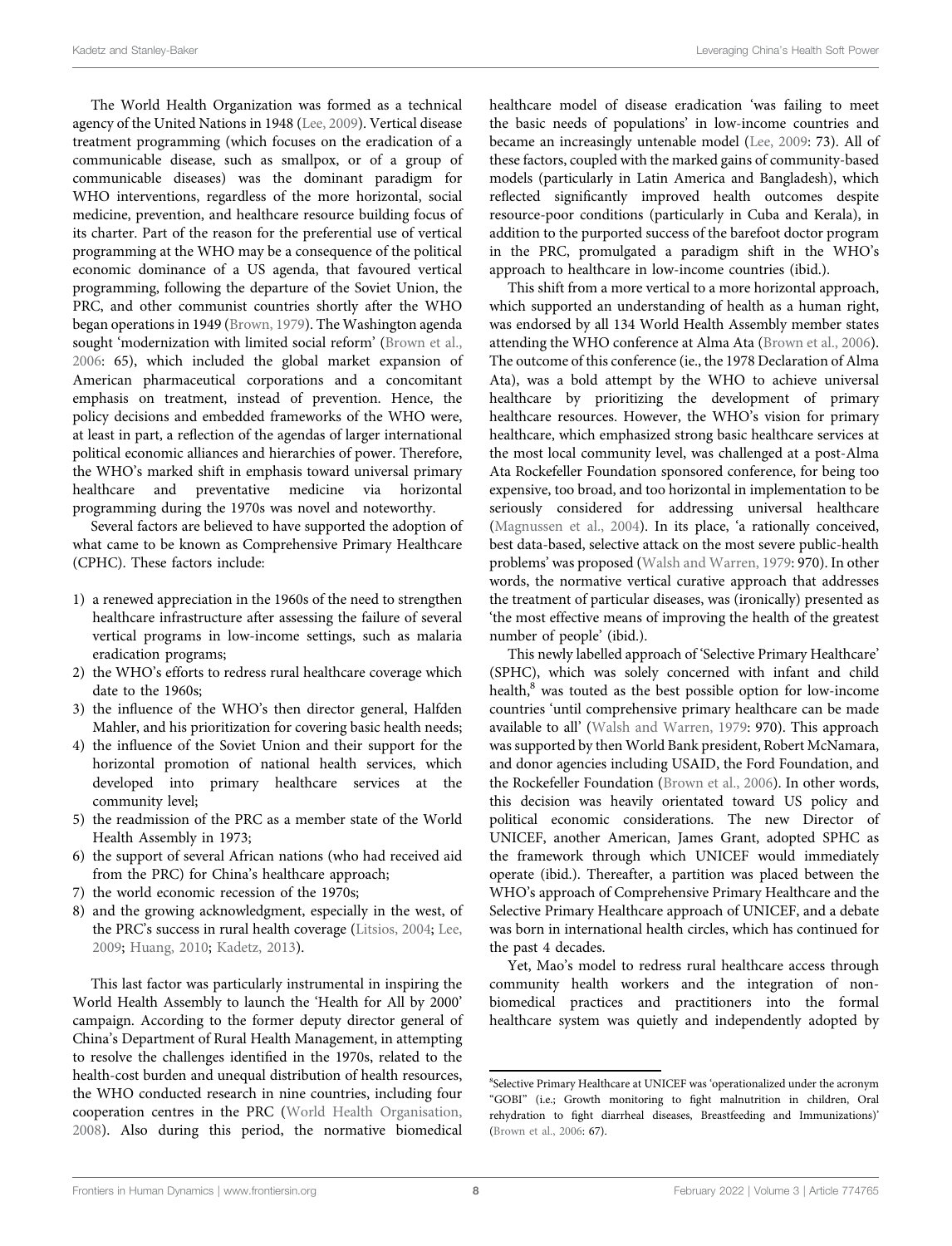The World Health Organization was formed as a technical agency of the United Nations in 1948 (Lee, 2009). Vertical disease treatment programming (which focuses on the eradication of a communicable disease, such as smallpox, or of a group of communicable diseases) was the dominant paradigm for WHO interventions, regardless of the more horizontal, social medicine, prevention, and healthcare resource building focus of its charter. Part of the reason for the preferential use of vertical programming at the WHO may be a consequence of the political economic dominance of a US agenda, that favoured vertical programming, following the departure of the Soviet Union, the PRC, and other communist countries shortly after the WHO began operations in 1949 (Brown, 1979). The Washington agenda sought 'modernization with limited social reform' (Brown et al., 2006: 65), which included the global market expansion of American pharmaceutical corporations and a concomitant emphasis on treatment, instead of prevention. Hence, the policy decisions and embedded frameworks of the WHO were, at least in part, a reflection of the agendas of larger international political economic alliances and hierarchies of power. Therefore, the WHO's marked shift in emphasis toward universal primary healthcare and preventative medicine via horizontal programming during the 1970s was novel and noteworthy.

Several factors are believed to have supported the adoption of what came to be known as Comprehensive Primary Healthcare (CPHC). These factors include:

1) a renewed appreciation in the 1960s of the need to strengthen healthcare infrastructure after assessing the failure of several vertical programs in low-income settings, such as malaria eradication programs;
2) the WHO's efforts to redress rural healthcare coverage which date to the 1960s;
3) the influence of the WHO's then director general, Halfden Mahler, and his prioritization for covering basic health needs;
4) the influence of the Soviet Union and their support for the horizontal promotion of national health services, which developed into primary healthcare services at the community level;
5) the readmission of the PRC as a member state of the World Health Assembly in 1973;
6) the support of several African nations (who had received aid from the PRC) for China's healthcare approach;
7) the world economic recession of the 1970s;
8) and the growing acknowledgment, especially in the west, of the PRC's success in rural health coverage (Litsios, 2004; Lee, 2009; Huang, 2010; Kadetz, 2013).

This last factor was particularly instrumental in inspiring the World Health Assembly to launch the 'Health for All by 2000' campaign. According to the former deputy director general of China's Department of Rural Health Management, in attempting to resolve the challenges identified in the 1970s, related to the health-cost burden and unequal distribution of health resources, the WHO conducted research in nine countries, including four cooperation centres in the PRC (World Health Organisation, 2008). Also during this period, the normative biomedical healthcare model of disease eradication 'was failing to meet the basic needs of populations' in low-income countries and became an increasingly untenable model (Lee, 2009: 73). All of these factors, coupled with the marked gains of community-based models (particularly in Latin America and Bangladesh), which reflected significantly improved health outcomes despite resource-poor conditions (particularly in Cuba and Kerala), in addition to the purported success of the barefoot doctor program in the PRC, promulgated a paradigm shift in the WHO's approach to healthcare in low-income countries (ibid.).

This shift from a more vertical to a more horizontal approach, which supported an understanding of health as a human right, was endorsed by all 134 World Health Assembly member states attending the WHO conference at Alma Ata (Brown et al., 2006). The outcome of this conference (ie., the 1978 Declaration of Alma Ata), was a bold attempt by the WHO to achieve universal healthcare by prioritizing the development of primary healthcare resources. However, the WHO's vision for primary healthcare, which emphasized strong basic healthcare services at the most local community level, was challenged at a post-Alma Ata Rockefeller Foundation sponsored conference, for being too expensive, too broad, and too horizontal in implementation to be seriously considered for addressing universal healthcare (Magnussen et al., 2004). In its place, 'a rationally conceived, best data-based, selective attack on the most severe public-health problems' was proposed (Walsh and Warren, 1979: 970). In other words, the normative vertical curative approach that addresses the treatment of particular diseases, was (ironically) presented as 'the most effective means of improving the health of the greatest number of people' (ibid.).

This newly labelled approach of 'Selective Primary Healthcare' (SPHC), which was solely concerned with infant and child health,[8] was touted as the best possible option for low-income countries 'until comprehensive primary healthcare can be made available to all' (Walsh and Warren, 1979: 970). This approach was supported by then World Bank president, Robert McNamara, and donor agencies including USAID, the Ford Foundation, and the Rockefeller Foundation (Brown et al., 2006). In other words, this decision was heavily orientated toward US policy and political economic considerations. The new Director of UNICEF, another American, James Grant, adopted SPHC as the framework through which UNICEF would immediately operate (ibid.). Thereafter, a partition was placed between the WHO's approach of Comprehensive Primary Healthcare and the Selective Primary Healthcare approach of UNICEF, and a debate was born in international health circles, which has continued for the past 4 decades.

Yet, Mao's model to redress rural healthcare access through community health workers and the integration of non-biomedical practices and practitioners into the formal healthcare system was quietly and independently adopted by

[8]Selective Primary Healthcare at UNICEF was 'operationalized under the acronym "GOBI" (i.e.; Growth monitoring to fight malnutrition in children, Oral rehydration to fight diarrheal diseases, Breastfeeding and Immunizations)' (Brown et al., 2006: 67).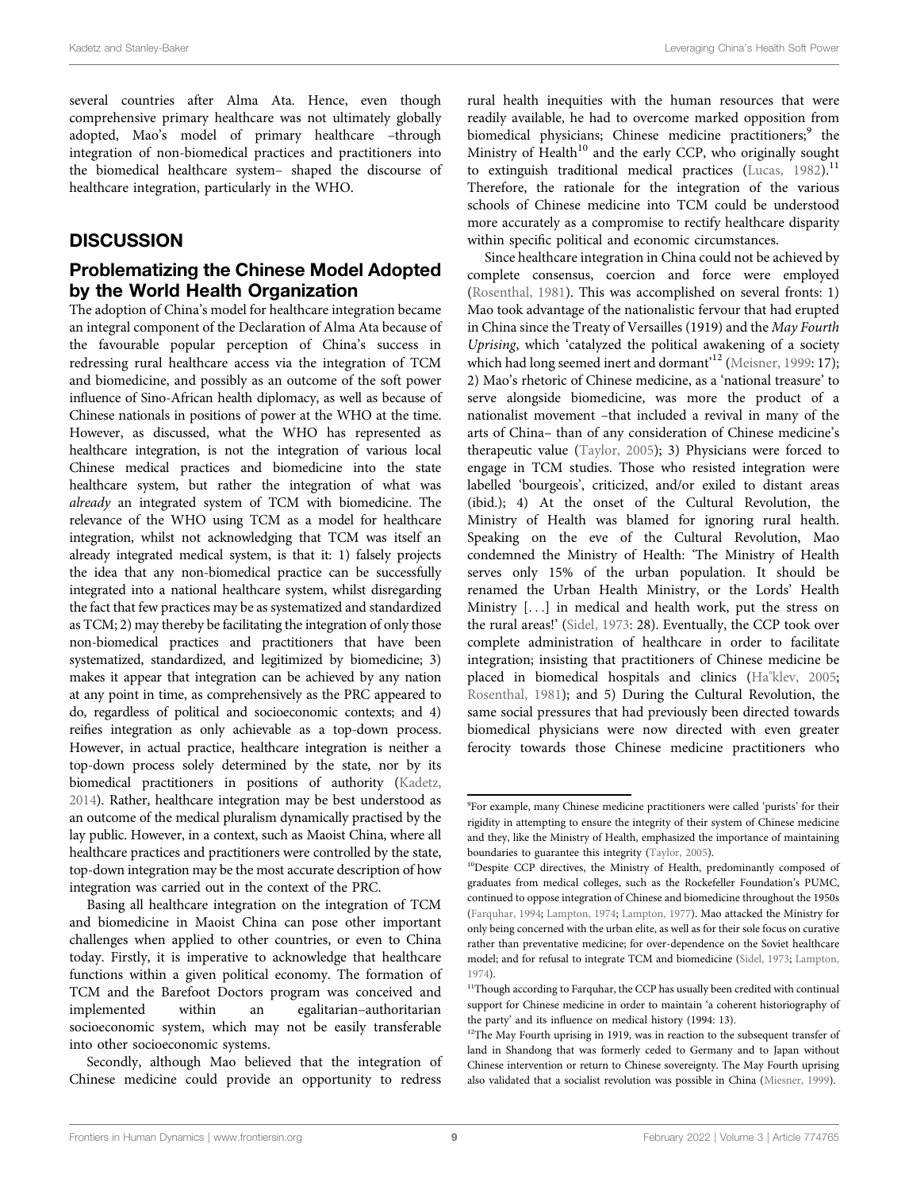several countries after Alma Ata. Hence, even though comprehensive primary healthcare was not ultimately globally adopted, Mao's model of primary healthcare –through integration of non-biomedical practices and practitioners into the biomedical healthcare system– shaped the discourse of healthcare integration, particularly in the WHO.

## DISCUSSION

### Problematizing the Chinese Model Adopted by the World Health Organization

The adoption of China's model for healthcare integration became an integral component of the Declaration of Alma Ata because of the favourable popular perception of China's success in redressing rural healthcare access via the integration of TCM and biomedicine, and possibly as an outcome of the soft power influence of Sino-African health diplomacy, as well as because of Chinese nationals in positions of power at the WHO at the time. However, as discussed, what the WHO has represented as healthcare integration, is not the integration of various local Chinese medical practices and biomedicine into the state healthcare system, but rather the integration of what was *already* an integrated system of TCM with biomedicine. The relevance of the WHO using TCM as a model for healthcare integration, whilst not acknowledging that TCM was itself an already integrated medical system, is that it: 1) falsely projects the idea that any non-biomedical practice can be successfully integrated into a national healthcare system, whilst disregarding the fact that few practices may be as systematized and standardized as TCM; 2) may thereby be facilitating the integration of only those non-biomedical practices and practitioners that have been systematized, standardized, and legitimized by biomedicine; 3) makes it appear that integration can be achieved by any nation at any point in time, as comprehensively as the PRC appeared to do, regardless of political and socioeconomic contexts; and 4) reifies integration as only achievable as a top-down process. However, in actual practice, healthcare integration is neither a top-down process solely determined by the state, nor by its biomedical practitioners in positions of authority (Kadetz, 2014). Rather, healthcare integration may be best understood as an outcome of the medical pluralism dynamically practised by the lay public. However, in a context, such as Maoist China, where all healthcare practices and practitioners were controlled by the state, top-down integration may be the most accurate description of how integration was carried out in the context of the PRC.

Basing all healthcare integration on the integration of TCM and biomedicine in Maoist China can pose other important challenges when applied to other countries, or even to China today. Firstly, it is imperative to acknowledge that healthcare functions within a given political economy. The formation of TCM and the Barefoot Doctors program was conceived and implemented within an egalitarian–authoritarian socioeconomic system, which may not be easily transferable into other socioeconomic systems.

Secondly, although Mao believed that the integration of Chinese medicine could provide an opportunity to redress rural health inequities with the human resources that were readily available, he had to overcome marked opposition from biomedical physicians; Chinese medicine practitioners;[9] the Ministry of Health[10] and the early CCP, who originally sought to extinguish traditional medical practices (Lucas, 1982).[11] Therefore, the rationale for the integration of the various schools of Chinese medicine into TCM could be understood more accurately as a compromise to rectify healthcare disparity within specific political and economic circumstances.

Since healthcare integration in China could not be achieved by complete consensus, coercion and force were employed (Rosenthal, 1981). This was accomplished on several fronts: 1) Mao took advantage of the nationalistic fervour that had erupted in China since the Treaty of Versailles (1919) and the *May Fourth Uprising*, which 'catalyzed the political awakening of a society which had long seemed inert and dormant'[12] (Meisner, 1999: 17); 2) Mao's rhetoric of Chinese medicine, as a 'national treasure' to serve alongside biomedicine, was more the product of a nationalist movement –that included a revival in many of the arts of China– than of any consideration of Chinese medicine's therapeutic value (Taylor, 2005); 3) Physicians were forced to engage in TCM studies. Those who resisted integration were labelled 'bourgeois', criticized, and/or exiled to distant areas (ibid.); 4) At the onset of the Cultural Revolution, the Ministry of Health was blamed for ignoring rural health. Speaking on the eve of the Cultural Revolution, Mao condemned the Ministry of Health: 'The Ministry of Health serves only 15% of the urban population. It should be renamed the Urban Health Ministry, or the Lords' Health Ministry [...] in medical and health work, put the stress on the rural areas!' (Sidel, 1973: 28). Eventually, the CCP took over complete administration of healthcare in order to facilitate integration; insisting that practitioners of Chinese medicine be placed in biomedical hospitals and clinics (Hå̊klev, 2005; Rosenthal, 1981); and 5) During the Cultural Revolution, the same social pressures that had previously been directed towards biomedical physicians were now directed with even greater ferocity towards those Chinese medicine practitioners who

---

[9] For example, many Chinese medicine practitioners were called 'purists' for their rigidity in attempting to ensure the integrity of their system of Chinese medicine and they, like the Ministry of Health, emphasized the importance of maintaining boundaries to guarantee this integrity (Taylor, 2005).

[10] Despite CCP directives, the Ministry of Health, predominantly composed of graduates from medical colleges, such as the Rockefeller Foundation's PUMC, continued to oppose integration of Chinese and biomedicine throughout the 1950s (Farquhar, 1994; Lampton, 1974; Lampton, 1977). Mao attacked the Ministry for only being concerned with the urban elite, as well as for their sole focus on curative rather than preventative medicine; for over-dependence on the Soviet healthcare model; and for refusal to integrate TCM and biomedicine (Sidel, 1973; Lampton, 1974).

[11] Though according to Farquhar, the CCP has usually been credited with continual support for Chinese medicine in order to maintain 'a coherent historiography of the party' and its influence on medical history (1994: 13).

[12] The May Fourth uprising in 1919, was in reaction to the subsequent transfer of land in Shandong that was formerly ceded to Germany and to Japan without Chinese intervention or return to Chinese sovereignty. The May Fourth uprising also validated that a socialist revolution was possible in China (Miesner, 1999).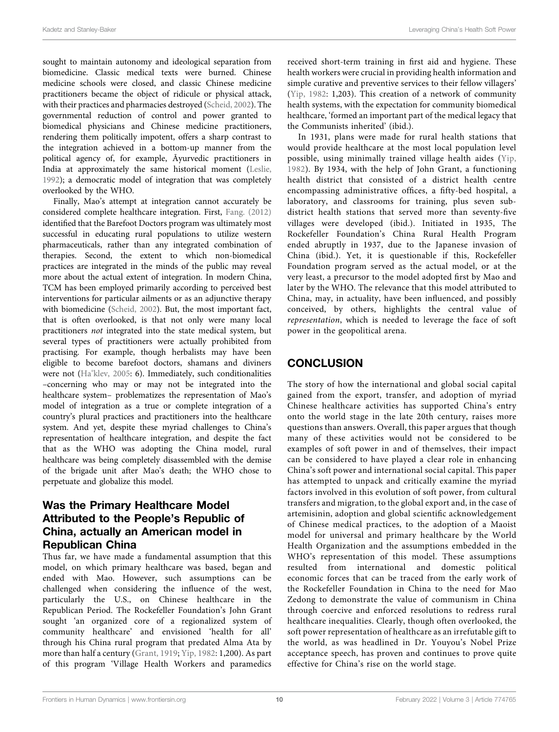sought to maintain autonomy and ideological separation from biomedicine. Classic medical texts were burned. Chinese medicine schools were closed, and classic Chinese medicine practitioners became the object of ridicule or physical attack, with their practices and pharmacies destroyed (Scheid, 2002). The governmental reduction of control and power granted to biomedical physicians and Chinese medicine practitioners, rendering them politically impotent, offers a sharp contrast to the integration achieved in a bottom-up manner from the political agency of, for example, Āyurvedic practitioners in India at approximately the same historical moment (Leslie, 1992); a democratic model of integration that was completely overlooked by the WHO.

Finally, Mao's attempt at integration cannot accurately be considered complete healthcare integration. First, Fang. (2012) identified that the Barefoot Doctors program was ultimately most successful in educating rural populations to utilize western pharmaceuticals, rather than any integrated combination of therapies. Second, the extent to which non-biomedical practices are integrated in the minds of the public may reveal more about the actual extent of integration. In modern China, TCM has been employed primarily according to perceived best interventions for particular ailments or as an adjunctive therapy with biomedicine (Scheid, 2002). But, the most important fact, that is often overlooked, is that not only were many local practitioners *not* integrated into the state medical system, but several types of practitioners were actually prohibited from practising. For example, though herbalists may have been eligible to become barefoot doctors, shamans and diviners were not (Ha˚klev, 2005: 6). Immediately, such conditionalities –concerning who may or may not be integrated into the healthcare system– problematizes the representation of Mao's model of integration as a true or complete integration of a country's plural practices and practitioners into the healthcare system. And yet, despite these myriad challenges to China's representation of healthcare integration, and despite the fact that as the WHO was adopting the China model, rural healthcare was being completely disassembled with the demise of the brigade unit after Mao's death; the WHO chose to perpetuate and globalize this model.

### Was the Primary Healthcare Model Attributed to the People's Republic of China, actually an American model in Republican China

Thus far, we have made a fundamental assumption that this model, on which primary healthcare was based, began and ended with Mao. However, such assumptions can be challenged when considering the influence of the west, particularly the U.S., on Chinese healthcare in the Republican Period. The Rockefeller Foundation's John Grant sought 'an organized core of a regionalized system of community healthcare' and envisioned 'health for all' through his China rural program that predated Alma Ata by more than half a century (Grant, 1919; Yip, 1982: 1,200). As part of this program 'Village Health Workers and paramedics received short-term training in first aid and hygiene. These health workers were crucial in providing health information and simple curative and preventive services to their fellow villagers' (Yip, 1982: 1,203). This creation of a network of community health systems, with the expectation for community biomedical healthcare, 'formed an important part of the medical legacy that the Communists inherited' (ibid.).

In 1931, plans were made for rural health stations that would provide healthcare at the most local population level possible, using minimally trained village health aides (Yip, 1982). By 1934, with the help of John Grant, a functioning health district that consisted of a district health centre encompassing administrative offices, a fifty-bed hospital, a laboratory, and classrooms for training, plus seven sub-district health stations that served more than seventy-five villages were developed (ibid.). Initiated in 1935, The Rockefeller Foundation's China Rural Health Program ended abruptly in 1937, due to the Japanese invasion of China (ibid.). Yet, it is questionable if this, Rockefeller Foundation program served as the actual model, or at the very least, a precursor to the model adopted first by Mao and later by the WHO. The relevance that this model attributed to China, may, in actuality, have been influenced, and possibly conceived, by others, highlights the central value of *representation*, which is needed to leverage the face of soft power in the geopolitical arena.

## CONCLUSION

The story of how the international and global social capital gained from the export, transfer, and adoption of myriad Chinese healthcare activities has supported China's entry onto the world stage in the late 20th century, raises more questions than answers. Overall, this paper argues that though many of these activities would not be considered to be examples of soft power in and of themselves, their impact can be considered to have played a clear role in enhancing China's soft power and international social capital. This paper has attempted to unpack and critically examine the myriad factors involved in this evolution of soft power, from cultural transfers and migration, to the global export and, in the case of artemisinin, adoption and global scientific acknowledgement of Chinese medical practices, to the adoption of a Maoist model for universal and primary healthcare by the World Health Organization and the assumptions embedded in the WHO's representation of this model. These assumptions resulted from international and domestic political economic forces that can be traced from the early work of the Rockefeller Foundation in China to the need for Mao Zedong to demonstrate the value of communism in China through coercive and enforced resolutions to redress rural healthcare inequalities. Clearly, though often overlooked, the soft power representation of healthcare as an irrefutable gift to the world, as was headlined in Dr. Youyou's Nobel Prize acceptance speech, has proven and continues to prove quite effective for China's rise on the world stage.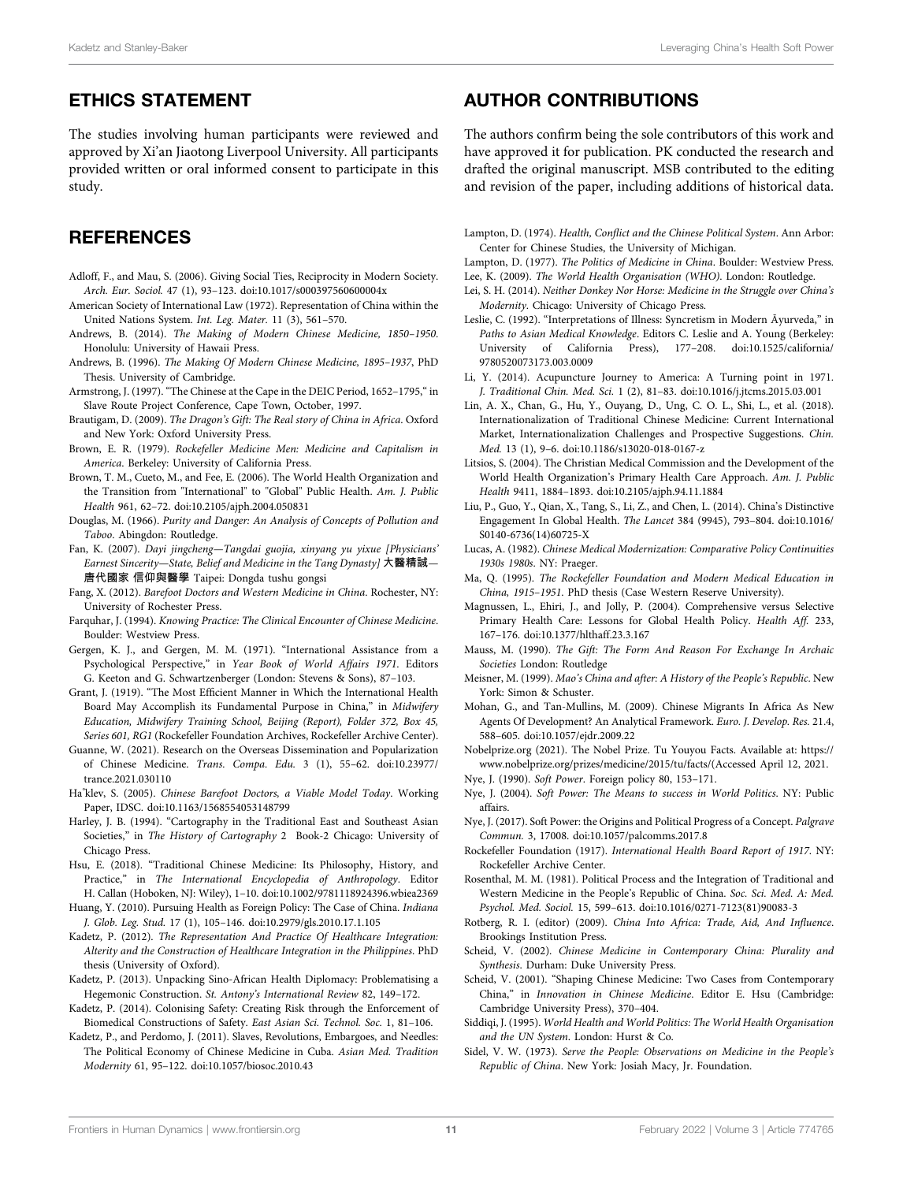## ETHICS STATEMENT

The studies involving human participants were reviewed and approved by Xi'an Jiaotong Liverpool University. All participants provided written or oral informed consent to participate in this study.

## AUTHOR CONTRIBUTIONS

The authors confirm being the sole contributors of this work and have approved it for publication. PK conducted the research and drafted the original manuscript. MSB contributed to the editing and revision of the paper, including additions of historical data.

## REFERENCES

Adloff, F., and Mau, S. (2006). Giving Social Ties, Reciprocity in Modern Society. *Arch. Eur. Sociol.* 47 (1), 93–123. doi:10.1017/s000397560600004x

American Society of International Law (1972). Representation of China within the United Nations System. *Int. Leg. Mater.* 11 (3), 561–570.

Andrews, B. (2014). *The Making of Modern Chinese Medicine, 1850–1950*. Honolulu: University of Hawaii Press.

Andrews, B. (1996). *The Making Of Modern Chinese Medicine, 1895–1937*, PhD Thesis. University of Cambridge.

Armstrong, J. (1997). "The Chinese at the Cape in the DEIC Period, 1652–1795," in Slave Route Project Conference, Cape Town, October, 1997.

Brautigam, D. (2009). *The Dragon's Gift: The Real story of China in Africa*. Oxford and New York: Oxford University Press.

Brown, E. R. (1979). *Rockefeller Medicine Men: Medicine and Capitalism in America*. Berkeley: University of California Press.

Brown, T. M., Cueto, M., and Fee, E. (2006). The World Health Organization and the Transition from "International" to "Global" Public Health. *Am. J. Public Health* 961, 62–72. doi:10.2105/ajph.2004.050831

Douglas, M. (1966). *Purity and Danger: An Analysis of Concepts of Pollution and Taboo*. Abingdon: Routledge.

Fan, K. (2007). *Dayi jingcheng—Tangdai guojia, xinyang yu yixue [Physicians' Earnest Sincerity—State, Belief and Medicine in the Tang Dynasty]* 大醫精誠—唐代國家 信仰與醫學 Taipei: Dongda tushu gongsi

Fang, X. (2012). *Barefoot Doctors and Western Medicine in China*. Rochester, NY: University of Rochester Press.

Farquhar, J. (1994). *Knowing Practice: The Clinical Encounter of Chinese Medicine*. Boulder: Westview Press.

Gergen, K. J., and Gergen, M. M. (1971). "International Assistance from a Psychological Perspective," in *Year Book of World Affairs 1971*. Editors G. Keeton and G. Schwartzenberger (London: Stevens & Sons), 87–103.

Grant, J. (1919). "The Most Efficient Manner in Which the International Health Board May Accomplish its Fundamental Purpose in China," in *Midwifery Education, Midwifery Training School, Beijing (Report), Folder 372, Box 45, Series 601, RG1* (Rockefeller Foundation Archives, Rockefeller Archive Center).

Guanne, W. (2021). Research on the Overseas Dissemination and Popularization of Chinese Medicine. *Trans. Compa. Edu.* 3 (1), 55–62. doi:10.23977/trance.2021.030110

Ha˚klev, S. (2005). *Chinese Barefoot Doctors, a Viable Model Today*. Working Paper, IDSC. doi:10.1163/1568554053148799

Harley, J. B. (1994). "Cartography in the Traditional East and Southeast Asian Societies," in *The History of Cartography* 2 Book-2 Chicago: University of Chicago Press.

Hsu, E. (2018). "Traditional Chinese Medicine: Its Philosophy, History, and Practice," in *The International Encyclopedia of Anthropology*. Editor H. Callan (Hoboken, NJ: Wiley), 1–10. doi:10.1002/9781118924396.wbiea2369

Huang, Y. (2010). Pursuing Health as Foreign Policy: The Case of China. *Indiana J. Glob. Leg. Stud.* 17 (1), 105–146. doi:10.2979/gls.2010.17.1.105

Kadetz, P. (2012). *The Representation And Practice Of Healthcare Integration: Alterity and the Construction of Healthcare Integration in the Philippines*. PhD thesis (University of Oxford).

Kadetz, P. (2013). Unpacking Sino-African Health Diplomacy: Problematising a Hegemonic Construction. *St. Antony's International Review* 82, 149–172.

Kadetz, P. (2014). Colonising Safety: Creating Risk through the Enforcement of Biomedical Constructions of Safety. *East Asian Sci. Technol. Soc.* 1, 81–106.

Kadetz, P., and Perdomo, J. (2011). Slaves, Revolutions, Embargoes, and Needles: The Political Economy of Chinese Medicine in Cuba. *Asian Med. Tradition Modernity* 61, 95–122. doi:10.1057/biosoc.2010.43

Lampton, D. (1974). *Health, Conflict and the Chinese Political System*. Ann Arbor: Center for Chinese Studies, the University of Michigan.

Lampton, D. (1977). *The Politics of Medicine in China*. Boulder: Westview Press.

Lee, K. (2009). *The World Health Organisation (WHO)*. London: Routledge.

Lei, S. H. (2014). *Neither Donkey Nor Horse: Medicine in the Struggle over China's Modernity*. Chicago: University of Chicago Press.

Leslie, C. (1992). "Interpretations of Illness: Syncretism in Modern Āyurveda," in *Paths to Asian Medical Knowledge*. Editors C. Leslie and A. Young (Berkeley: University of California Press), 177–208. doi:10.1525/california/9780520073173.003.0009

Li, Y. (2014). Acupuncture Journey to America: A Turning point in 1971. *J. Traditional Chin. Med. Sci.* 1 (2), 81–83. doi:10.1016/j.jtcms.2015.03.001

Lin, A. X., Chan, G., Hu, Y., Ouyang, D., Ung, C. O. L., Shi, L., et al. (2018). Internationalization of Traditional Chinese Medicine: Current International Market, Internationalization Challenges and Prospective Suggestions. *Chin. Med.* 13 (1), 9–6. doi:10.1186/s13020-018-0167-z

Litsios, S. (2004). The Christian Medical Commission and the Development of the World Health Organization's Primary Health Care Approach. *Am. J. Public Health* 9411, 1884–1893. doi:10.2105/ajph.94.11.1884

Liu, P., Guo, Y., Qian, X., Tang, S., Li, Z., and Chen, L. (2014). China's Distinctive Engagement In Global Health. *The Lancet* 384 (9945), 793–804. doi:10.1016/S0140-6736(14)60725-X

Lucas, A. (1982). *Chinese Medical Modernization: Comparative Policy Continuities 1930s 1980s*. NY: Praeger.

Ma, Q. (1995). *The Rockefeller Foundation and Modern Medical Education in China, 1915–1951*. PhD thesis (Case Western Reserve University).

Magnussen, L., Ehiri, J., and Jolly, P. (2004). Comprehensive versus Selective Primary Health Care: Lessons for Global Health Policy. *Health Aff.* 233, 167–176. doi:10.1377/hlthaff.23.3.167

Mauss, M. (1990). *The Gift: The Form And Reason For Exchange In Archaic Societies* London: Routledge

Meisner, M. (1999). *Mao's China and after: A History of the People's Republic*. New York: Simon & Schuster.

Mohan, G., and Tan-Mullins, M. (2009). Chinese Migrants In Africa As New Agents Of Development? An Analytical Framework. *Euro. J. Develop. Res.* 21.4, 588–605. doi:10.1057/ejdr.2009.22

Nobelprize.org (2021). The Nobel Prize. Tu Youyou Facts. Available at: https://www.nobelprize.org/prizes/medicine/2015/tu/facts/(Accessed April 12, 2021.

Nye, J. (1990). *Soft Power*. Foreign policy 80, 153–171.

Nye, J. (2004). *Soft Power: The Means to success in World Politics*. NY: Public affairs.

Nye, J. (2017). Soft Power: the Origins and Political Progress of a Concept. *Palgrave Commun.* 3, 17008. doi:10.1057/palcomms.2017.8

Rockefeller Foundation (1917). *International Health Board Report of 1917*. NY: Rockefeller Archive Center.

Rosenthal, M. M. (1981). Political Process and the Integration of Traditional and Western Medicine in the People's Republic of China. *Soc. Sci. Med. A: Med. Psychol. Med. Sociol.* 15, 599–613. doi:10.1016/0271-7123(81)90083-3

Rotberg, R. I. (editor) (2009). *China Into Africa: Trade, Aid, And Influence*. Brookings Institution Press.

Scheid, V. (2002). *Chinese Medicine in Contemporary China: Plurality and Synthesis*. Durham: Duke University Press.

Scheid, V. (2001). "Shaping Chinese Medicine: Two Cases from Contemporary China," in *Innovation in Chinese Medicine*. Editor E. Hsu (Cambridge: Cambridge University Press), 370–404.

Siddiqi, J. (1995). *World Health and World Politics: The World Health Organisation and the UN System*. London: Hurst & Co.

Sidel, V. W. (1973). *Serve the People: Observations on Medicine in the People's Republic of China*. New York: Josiah Macy, Jr. Foundation.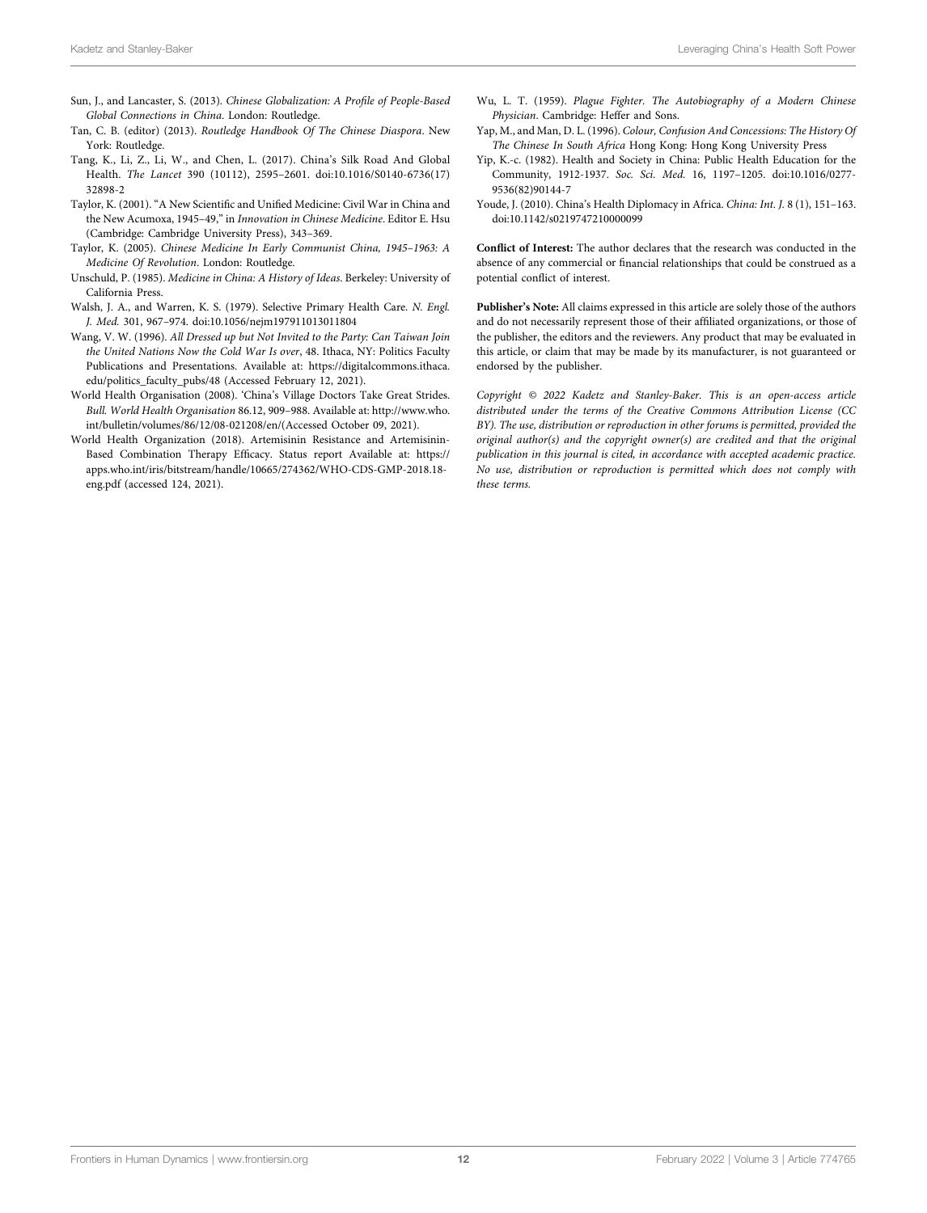Sun, J., and Lancaster, S. (2013). *Chinese Globalization: A Profile of People-Based Global Connections in China*. London: Routledge.

Tan, C. B. (editor) (2013). *Routledge Handbook Of The Chinese Diaspora*. New York: Routledge.

Tang, K., Li, Z., Li, W., and Chen, L. (2017). China's Silk Road And Global Health. *The Lancet* 390 (10112), 2595–2601. doi:10.1016/S0140-6736(17)32898-2

Taylor, K. (2001). "A New Scientific and Unified Medicine: Civil War in China and the New Acumoxa, 1945–49," in *Innovation in Chinese Medicine*. Editor E. Hsu (Cambridge: Cambridge University Press), 343–369.

Taylor, K. (2005). *Chinese Medicine In Early Communist China, 1945–1963: A Medicine Of Revolution*. London: Routledge.

Unschuld, P. (1985). *Medicine in China: A History of Ideas*. Berkeley: University of California Press.

Walsh, J. A., and Warren, K. S. (1979). Selective Primary Health Care. *N. Engl. J. Med.* 301, 967–974. doi:10.1056/nejm197911013011804

Wang, V. W. (1996). *All Dressed up but Not Invited to the Party: Can Taiwan Join the United Nations Now the Cold War Is over*, 48. Ithaca, NY: Politics Faculty Publications and Presentations. Available at: https://digitalcommons.ithaca.edu/politics_faculty_pubs/48 (Accessed February 12, 2021).

World Health Organisation (2008). 'China's Village Doctors Take Great Strides. *Bull. World Health Organisation* 86.12, 909–988. Available at: http://www.who.int/bulletin/volumes/86/12/08-021208/en/(Accessed October 09, 2021).

World Health Organization (2018). Artemisinin Resistance and Artemisinin-Based Combination Therapy Efficacy. Status report Available at: https://apps.who.int/iris/bitstream/handle/10665/274362/WHO-CDS-GMP-2018.18-eng.pdf (accessed 124, 2021).

Wu, L. T. (1959). *Plague Fighter. The Autobiography of a Modern Chinese Physician*. Cambridge: Heffer and Sons.

Yap, M., and Man, D. L. (1996). *Colour, Confusion And Concessions: The History Of The Chinese In South Africa* Hong Kong: Hong Kong University Press

Yip, K.-c. (1982). Health and Society in China: Public Health Education for the Community, 1912-1937. *Soc. Sci. Med.* 16, 1197–1205. doi:10.1016/0277-9536(82)90144-7

Youde, J. (2010). China's Health Diplomacy in Africa. *China: Int. J.* 8 (1), 151–163. doi:10.1142/s0219747210000099

**Conflict of Interest:** The author declares that the research was conducted in the absence of any commercial or financial relationships that could be construed as a potential conflict of interest.

**Publisher's Note:** All claims expressed in this article are solely those of the authors and do not necessarily represent those of their affiliated organizations, or those of the publisher, the editors and the reviewers. Any product that may be evaluated in this article, or claim that may be made by its manufacturer, is not guaranteed or endorsed by the publisher.

*Copyright © 2022 Kadetz and Stanley-Baker. This is an open-access article distributed under the terms of the Creative Commons Attribution License (CC BY). The use, distribution or reproduction in other forums is permitted, provided the original author(s) and the copyright owner(s) are credited and that the original publication in this journal is cited, in accordance with accepted academic practice. No use, distribution or reproduction is permitted which does not comply with these terms.*